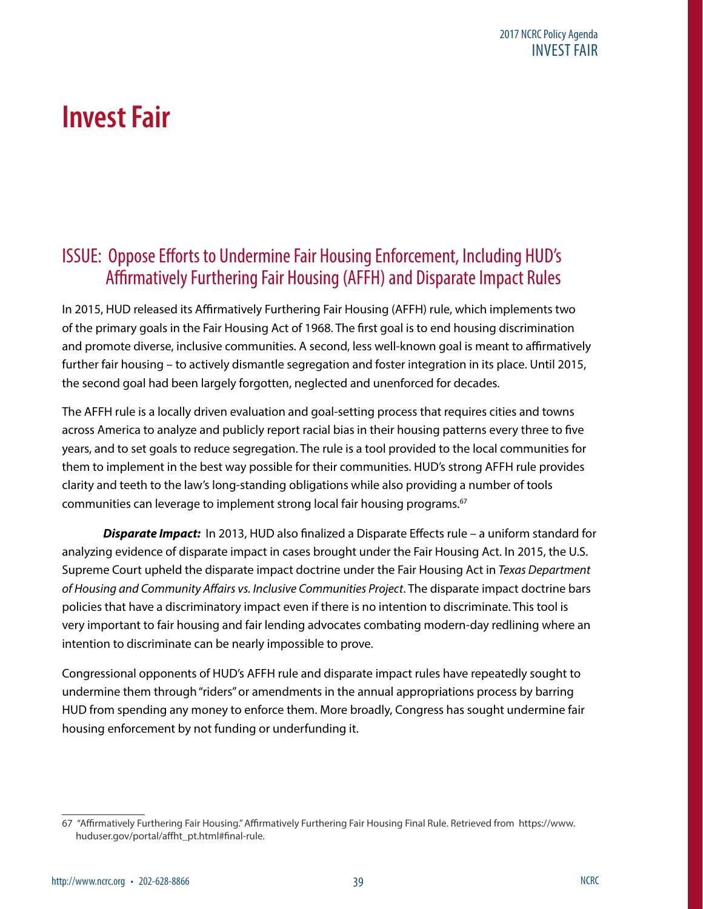# Invest Fair

## ISSUE: Oppose Efforts to Undermine Fair Housing Enforcement, Including HUD's Affirmatively Furthering Fair Housing (AFFH) and Disparate Impact Rules

In 2015, HUD released its Affirmatively Furthering Fair Housing (AFFH) rule, which implements two of the primary goals in the Fair Housing Act of 1968. The first goal is to end housing discrimination and promote diverse, inclusive communities. A second, less well-known goal is meant to affirmatively further fair housing – to actively dismantle segregation and foster integration in its place. Until 2015, the second goal had been largely forgotten, neglected and unenforced for decades.

The AFFH rule is a locally driven evaluation and goal-setting process that requires cities and towns across America to analyze and publicly report racial bias in their housing patterns every three to five years, and to set goals to reduce segregation. The rule is a tool provided to the local communities for them to implement in the best way possible for their communities. HUD's strong AFFH rule provides clarity and teeth to the law's long-standing obligations while also providing a number of tools communities can leverage to implement strong local fair housing programs.[67]

***Disparate Impact:*** In 2013, HUD also finalized a Disparate Effects rule – a uniform standard for analyzing evidence of disparate impact in cases brought under the Fair Housing Act. In 2015, the U.S. Supreme Court upheld the disparate impact doctrine under the Fair Housing Act in *Texas Department of Housing and Community Affairs vs. Inclusive Communities Project*. The disparate impact doctrine bars policies that have a discriminatory impact even if there is no intention to discriminate. This tool is very important to fair housing and fair lending advocates combating modern-day redlining where an intention to discriminate can be nearly impossible to prove.

Congressional opponents of HUD's AFFH rule and disparate impact rules have repeatedly sought to undermine them through "riders" or amendments in the annual appropriations process by barring HUD from spending any money to enforce them. More broadly, Congress has sought undermine fair housing enforcement by not funding or underfunding it.

---

67 "Affirmatively Furthering Fair Housing." Affirmatively Furthering Fair Housing Final Rule. Retrieved from https://www.huduser.gov/portal/affht_pt.html#final-rule.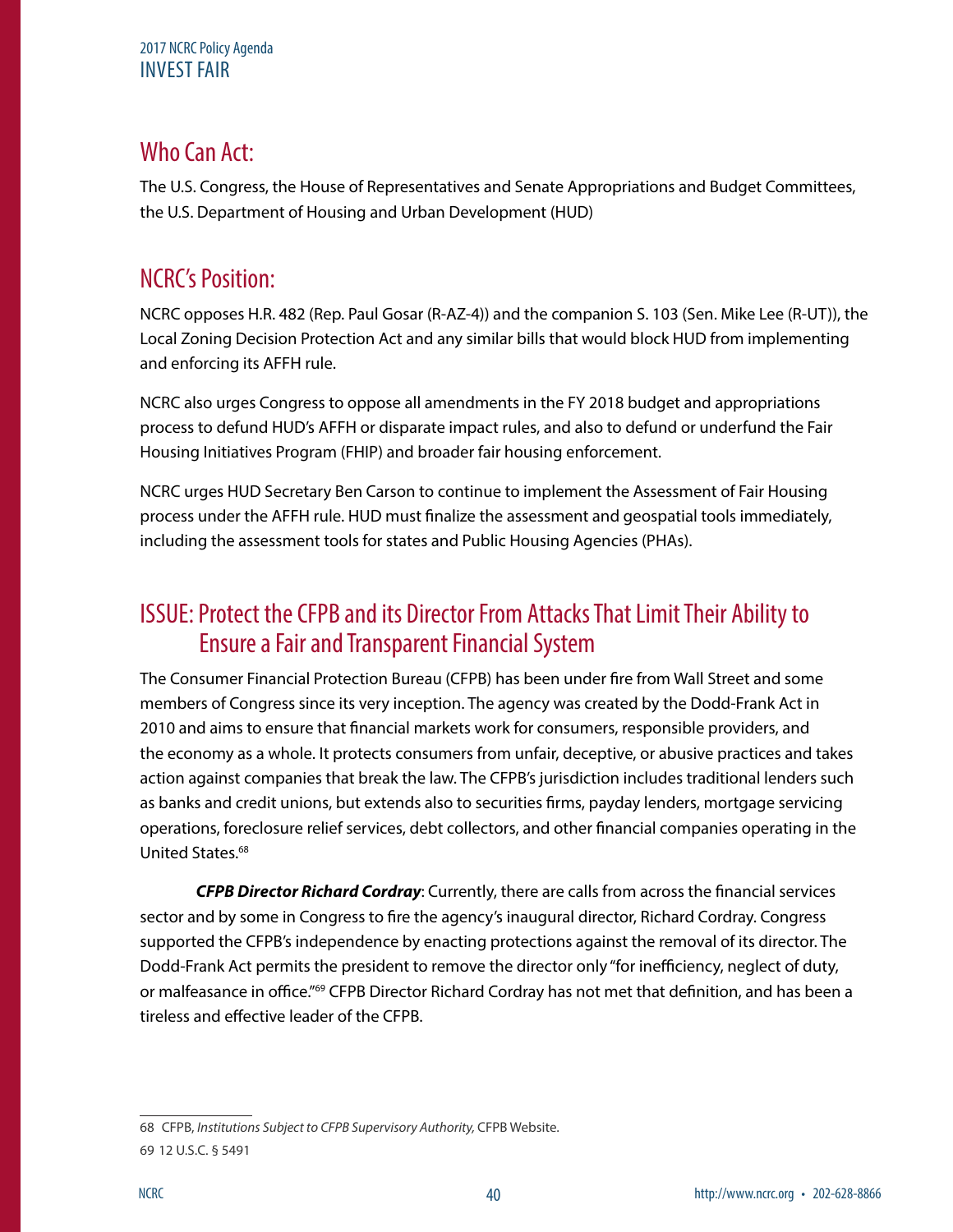## Who Can Act:

The U.S. Congress, the House of Representatives and Senate Appropriations and Budget Committees, the U.S. Department of Housing and Urban Development (HUD)

## NCRC's Position:

NCRC opposes H.R. 482 (Rep. Paul Gosar (R-AZ-4)) and the companion S. 103 (Sen. Mike Lee (R-UT)), the Local Zoning Decision Protection Act and any similar bills that would block HUD from implementing and enforcing its AFFH rule.

NCRC also urges Congress to oppose all amendments in the FY 2018 budget and appropriations process to defund HUD's AFFH or disparate impact rules, and also to defund or underfund the Fair Housing Initiatives Program (FHIP) and broader fair housing enforcement.

NCRC urges HUD Secretary Ben Carson to continue to implement the Assessment of Fair Housing process under the AFFH rule. HUD must finalize the assessment and geospatial tools immediately, including the assessment tools for states and Public Housing Agencies (PHAs).

## ISSUE: Protect the CFPB and its Director From Attacks That Limit Their Ability to Ensure a Fair and Transparent Financial System

The Consumer Financial Protection Bureau (CFPB) has been under fire from Wall Street and some members of Congress since its very inception. The agency was created by the Dodd-Frank Act in 2010 and aims to ensure that financial markets work for consumers, responsible providers, and the economy as a whole. It protects consumers from unfair, deceptive, or abusive practices and takes action against companies that break the law. The CFPB's jurisdiction includes traditional lenders such as banks and credit unions, but extends also to securities firms, payday lenders, mortgage servicing operations, foreclosure relief services, debt collectors, and other financial companies operating in the United States.[68]

***CFPB Director Richard Cordray***: Currently, there are calls from across the financial services sector and by some in Congress to fire the agency's inaugural director, Richard Cordray. Congress supported the CFPB's independence by enacting protections against the removal of its director. The Dodd-Frank Act permits the president to remove the director only "for inefficiency, neglect of duty, or malfeasance in office."[69] CFPB Director Richard Cordray has not met that definition, and has been a tireless and effective leader of the CFPB.

---

68 CFPB, *Institutions Subject to CFPB Supervisory Authority,* CFPB Website.

69 12 U.S.C. § 5491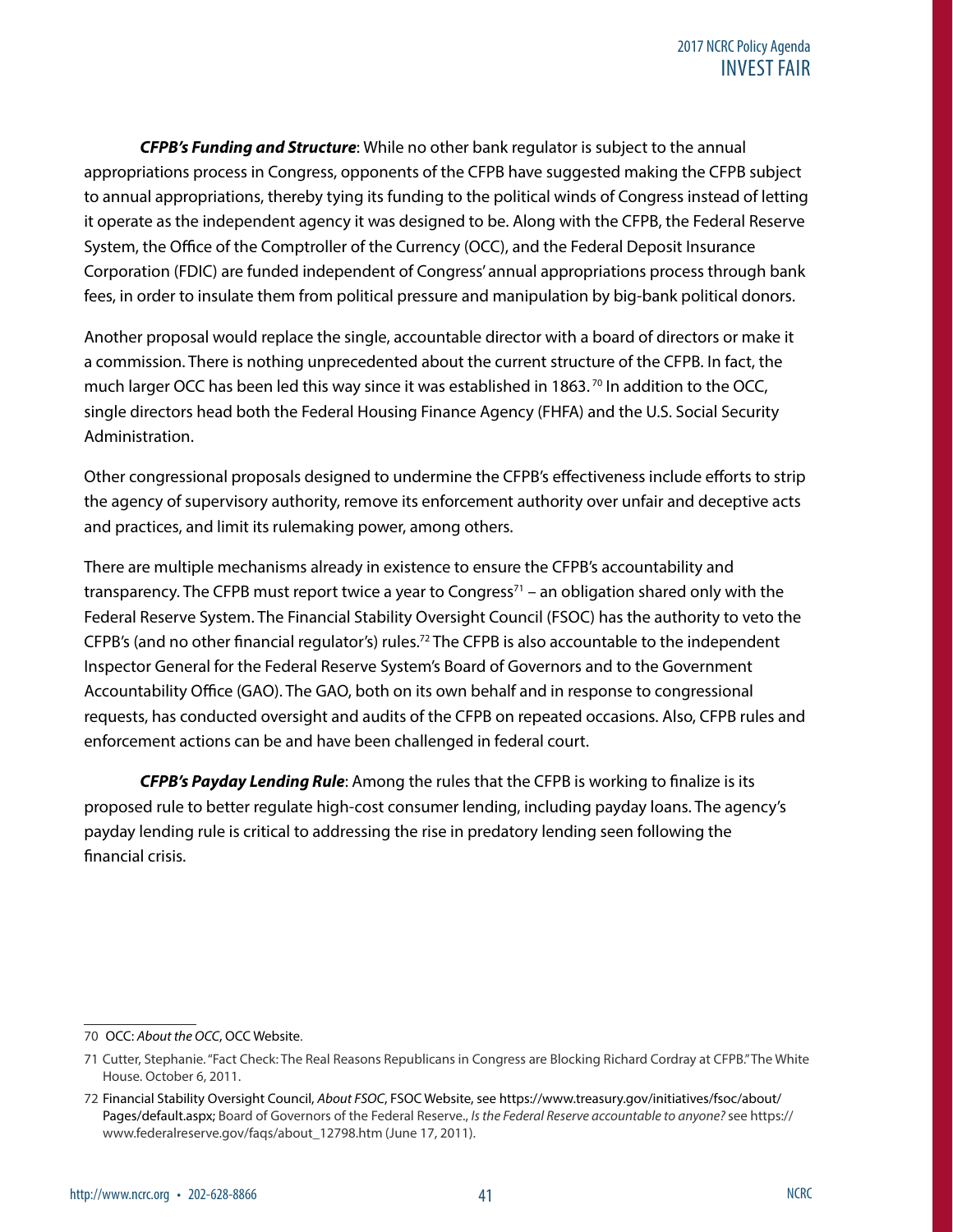***CFPB's Funding and Structure***: While no other bank regulator is subject to the annual appropriations process in Congress, opponents of the CFPB have suggested making the CFPB subject to annual appropriations, thereby tying its funding to the political winds of Congress instead of letting it operate as the independent agency it was designed to be. Along with the CFPB, the Federal Reserve System, the Office of the Comptroller of the Currency (OCC), and the Federal Deposit Insurance Corporation (FDIC) are funded independent of Congress' annual appropriations process through bank fees, in order to insulate them from political pressure and manipulation by big-bank political donors.

Another proposal would replace the single, accountable director with a board of directors or make it a commission. There is nothing unprecedented about the current structure of the CFPB. In fact, the much larger OCC has been led this way since it was established in 1863. [70] In addition to the OCC, single directors head both the Federal Housing Finance Agency (FHFA) and the U.S. Social Security Administration.

Other congressional proposals designed to undermine the CFPB's effectiveness include efforts to strip the agency of supervisory authority, remove its enforcement authority over unfair and deceptive acts and practices, and limit its rulemaking power, among others.

There are multiple mechanisms already in existence to ensure the CFPB's accountability and transparency. The CFPB must report twice a year to Congress[71] – an obligation shared only with the Federal Reserve System. The Financial Stability Oversight Council (FSOC) has the authority to veto the CFPB's (and no other financial regulator's) rules.[72] The CFPB is also accountable to the independent Inspector General for the Federal Reserve System's Board of Governors and to the Government Accountability Office (GAO). The GAO, both on its own behalf and in response to congressional requests, has conducted oversight and audits of the CFPB on repeated occasions. Also, CFPB rules and enforcement actions can be and have been challenged in federal court.

***CFPB's Payday Lending Rule***: Among the rules that the CFPB is working to finalize is its proposed rule to better regulate high-cost consumer lending, including payday loans. The agency's payday lending rule is critical to addressing the rise in predatory lending seen following the financial crisis.

---

70 OCC: *About the OCC*, OCC Website.

71 Cutter, Stephanie. "Fact Check: The Real Reasons Republicans in Congress are Blocking Richard Cordray at CFPB." The White House. October 6, 2011.

72 Financial Stability Oversight Council, *About FSOC*, FSOC Website, see https://www.treasury.gov/initiatives/fsoc/about/Pages/default.aspx; Board of Governors of the Federal Reserve., *Is the Federal Reserve accountable to anyone?* see https://www.federalreserve.gov/faqs/about_12798.htm (June 17, 2011).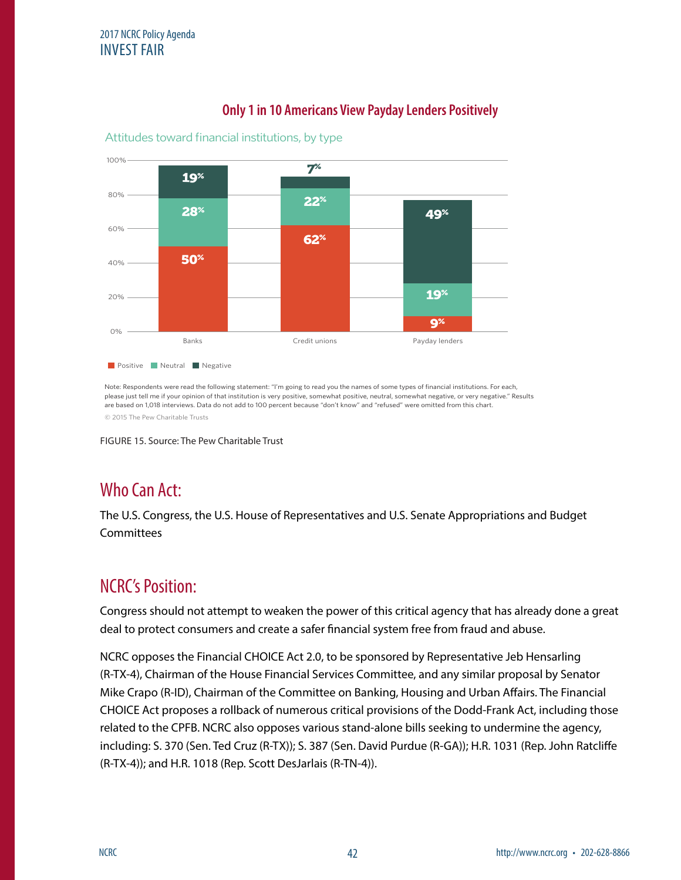## Only 1 in 10 Americans View Payday Lenders Positively

Attitudes toward financial institutions, by type

| | Positive | Neutral | Negative |
|---|---|---|---|
| Banks | 50% | 28% | 19% |
| Credit unions | 62% | 22% | 7% |
| Payday lenders | 9% | 19% | 49% |

Note: Respondents were read the following statement: "I'm going to read you the names of some types of financial institutions. For each, please just tell me if your opinion of that institution is very positive, somewhat positive, neutral, somewhat negative, or very negative." Results are based on 1,018 interviews. Data do not add to 100 percent because "don't know" and "refused" were omitted from this chart.

© 2015 The Pew Charitable Trusts

FIGURE 15. Source: The Pew Charitable Trust

## Who Can Act:

The U.S. Congress, the U.S. House of Representatives and U.S. Senate Appropriations and Budget Committees

## NCRC's Position:

Congress should not attempt to weaken the power of this critical agency that has already done a great deal to protect consumers and create a safer financial system free from fraud and abuse.

NCRC opposes the Financial CHOICE Act 2.0, to be sponsored by Representative Jeb Hensarling (R-TX-4), Chairman of the House Financial Services Committee, and any similar proposal by Senator Mike Crapo (R-ID), Chairman of the Committee on Banking, Housing and Urban Affairs. The Financial CHOICE Act proposes a rollback of numerous critical provisions of the Dodd-Frank Act, including those related to the CPFB. NCRC also opposes various stand-alone bills seeking to undermine the agency, including: S. 370 (Sen. Ted Cruz (R-TX)); S. 387 (Sen. David Purdue (R-GA)); H.R. 1031 (Rep. John Ratcliffe (R-TX-4)); and H.R. 1018 (Rep. Scott DesJarlais (R-TN-4)).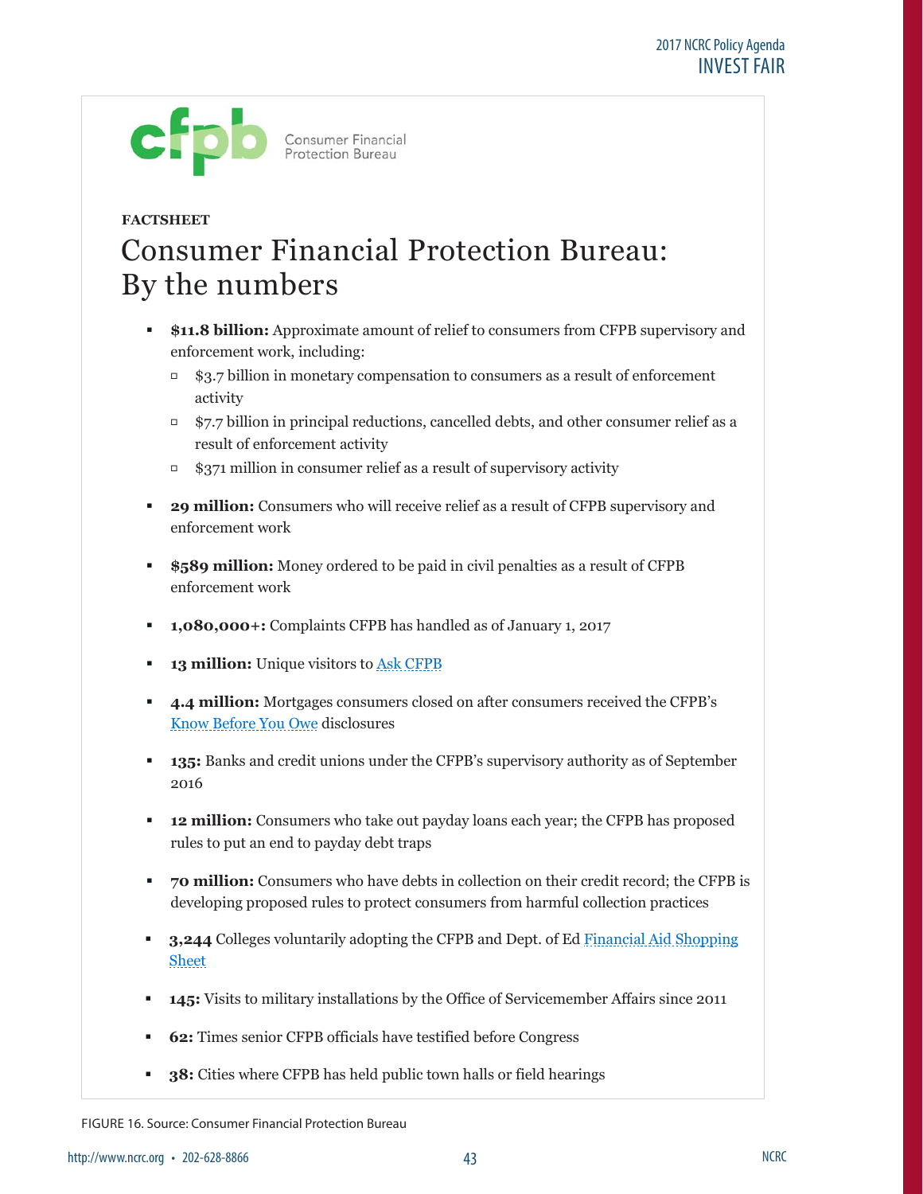Consumer Financial Protection Bureau

**FACTSHEET**

# Consumer Financial Protection Bureau: By the numbers

- **$11.8 billion:** Approximate amount of relief to consumers from CFPB supervisory and enforcement work, including:
  - $3.7 billion in monetary compensation to consumers as a result of enforcement activity
  - $7.7 billion in principal reductions, cancelled debts, and other consumer relief as a result of enforcement activity
  - $371 million in consumer relief as a result of supervisory activity
- **29 million:** Consumers who will receive relief as a result of CFPB supervisory and enforcement work
- **$589 million:** Money ordered to be paid in civil penalties as a result of CFPB enforcement work
- **1,080,000+:** Complaints CFPB has handled as of January 1, 2017
- **13 million:** Unique visitors to Ask CFPB
- **4.4 million:** Mortgages consumers closed on after consumers received the CFPB's Know Before You Owe disclosures
- **135:** Banks and credit unions under the CFPB's supervisory authority as of September 2016
- **12 million:** Consumers who take out payday loans each year; the CFPB has proposed rules to put an end to payday debt traps
- **70 million:** Consumers who have debts in collection on their credit record; the CFPB is developing proposed rules to protect consumers from harmful collection practices
- **3,244** Colleges voluntarily adopting the CFPB and Dept. of Ed Financial Aid Shopping Sheet
- **145:** Visits to military installations by the Office of Servicemember Affairs since 2011
- **62:** Times senior CFPB officials have testified before Congress
- **38:** Cities where CFPB has held public town halls or field hearings

FIGURE 16. Source: Consumer Financial Protection Bureau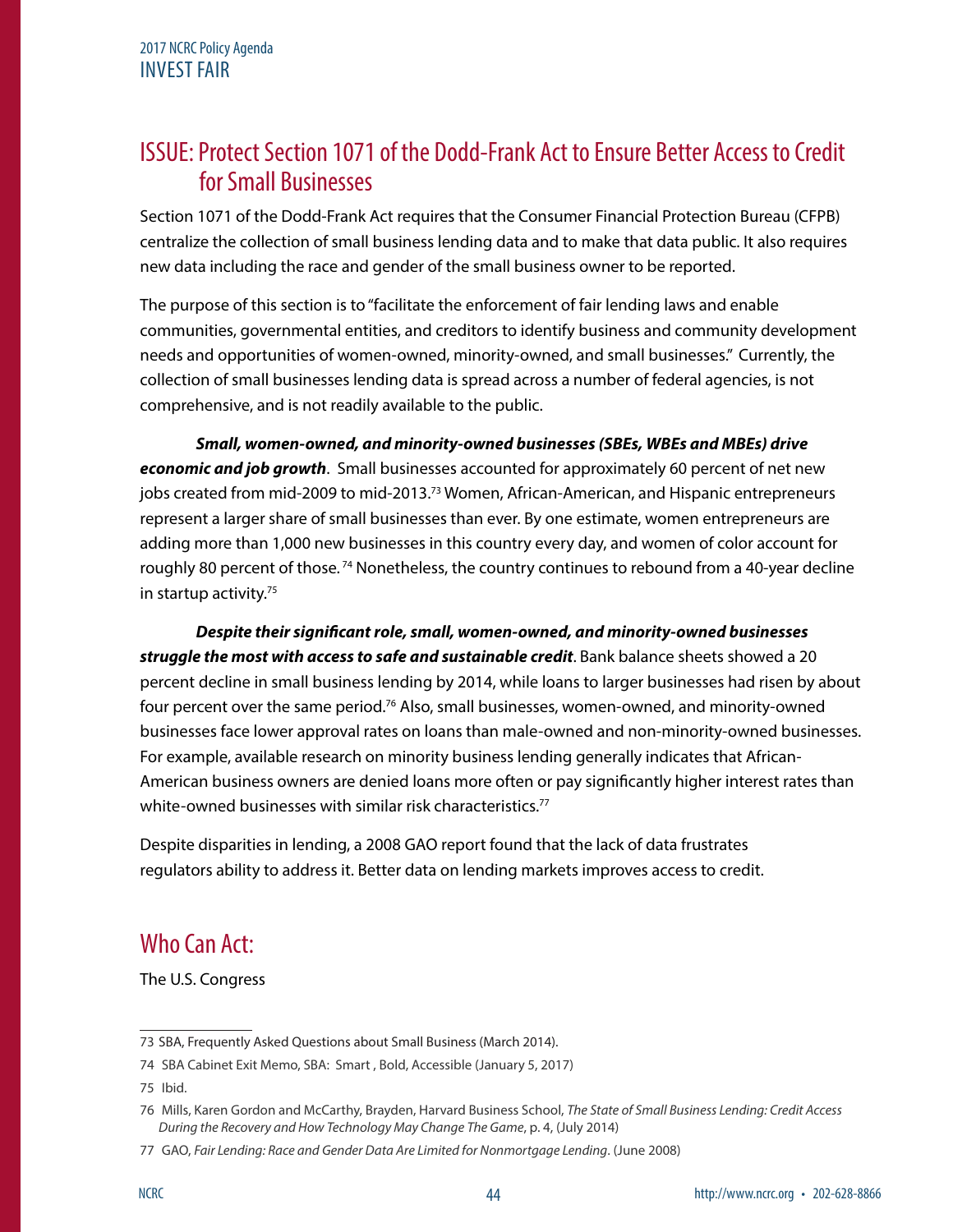## ISSUE: Protect Section 1071 of the Dodd-Frank Act to Ensure Better Access to Credit for Small Businesses

Section 1071 of the Dodd-Frank Act requires that the Consumer Financial Protection Bureau (CFPB) centralize the collection of small business lending data and to make that data public. It also requires new data including the race and gender of the small business owner to be reported.

The purpose of this section is to "facilitate the enforcement of fair lending laws and enable communities, governmental entities, and creditors to identify business and community development needs and opportunities of women-owned, minority-owned, and small businesses." Currently, the collection of small businesses lending data is spread across a number of federal agencies, is not comprehensive, and is not readily available to the public.

***Small, women-owned, and minority-owned businesses (SBEs, WBEs and MBEs) drive economic and job growth***. Small businesses accounted for approximately 60 percent of net new jobs created from mid-2009 to mid-2013.[73] Women, African-American, and Hispanic entrepreneurs represent a larger share of small businesses than ever. By one estimate, women entrepreneurs are adding more than 1,000 new businesses in this country every day, and women of color account for roughly 80 percent of those.[74] Nonetheless, the country continues to rebound from a 40-year decline in startup activity.[75]

***Despite their significant role, small, women-owned, and minority-owned businesses struggle the most with access to safe and sustainable credit***. Bank balance sheets showed a 20 percent decline in small business lending by 2014, while loans to larger businesses had risen by about four percent over the same period.[76] Also, small businesses, women-owned, and minority-owned businesses face lower approval rates on loans than male-owned and non-minority-owned businesses. For example, available research on minority business lending generally indicates that African-American business owners are denied loans more often or pay significantly higher interest rates than white-owned businesses with similar risk characteristics.[77]

Despite disparities in lending, a 2008 GAO report found that the lack of data frustrates regulators ability to address it. Better data on lending markets improves access to credit.

## Who Can Act:

The U.S. Congress

---

73 SBA, Frequently Asked Questions about Small Business (March 2014).

74 SBA Cabinet Exit Memo, SBA: Smart , Bold, Accessible (January 5, 2017)

75 Ibid.

76 Mills, Karen Gordon and McCarthy, Brayden, Harvard Business School, *The State of Small Business Lending: Credit Access During the Recovery and How Technology May Change The Game*, p. 4, (July 2014)

77 GAO, *Fair Lending: Race and Gender Data Are Limited for Nonmortgage Lending*. (June 2008)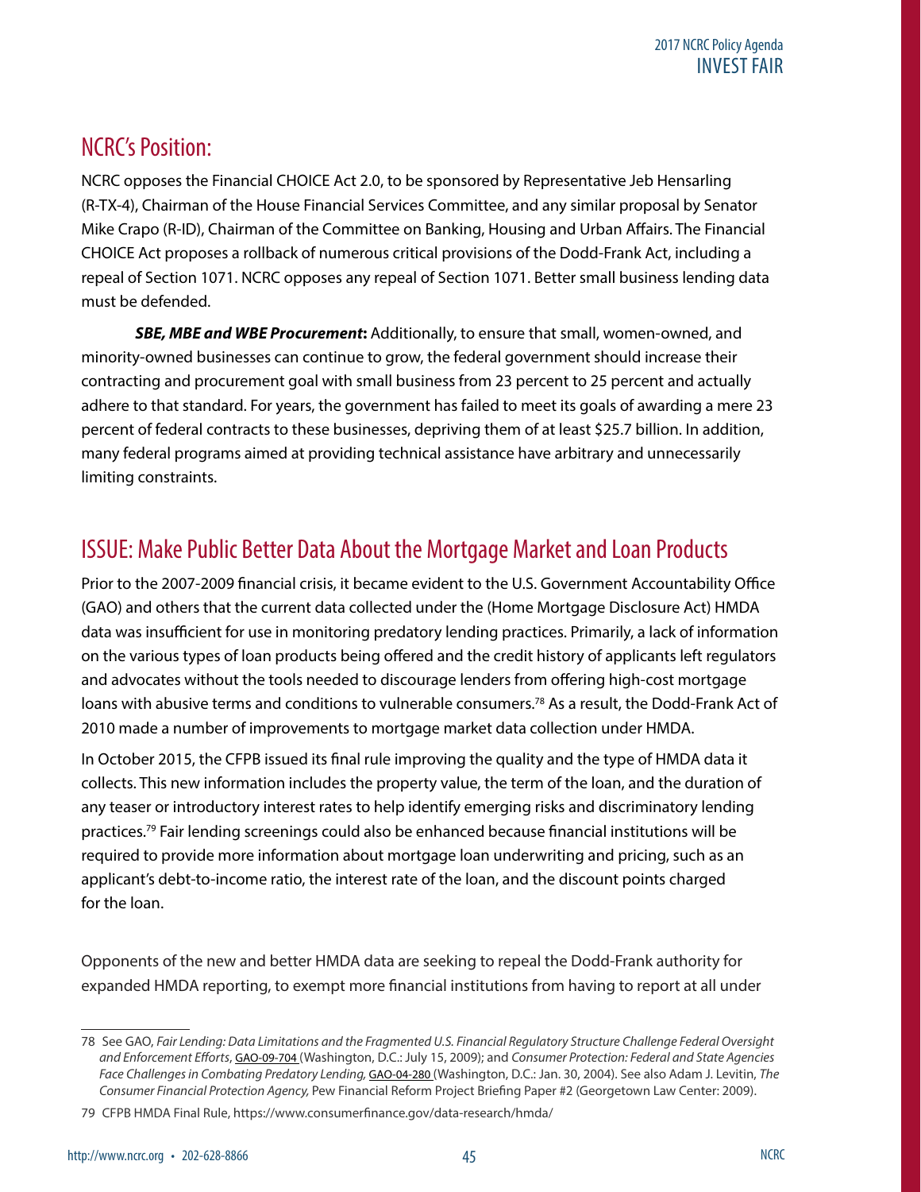## NCRC's Position:

NCRC opposes the Financial CHOICE Act 2.0, to be sponsored by Representative Jeb Hensarling (R-TX-4), Chairman of the House Financial Services Committee, and any similar proposal by Senator Mike Crapo (R-ID), Chairman of the Committee on Banking, Housing and Urban Affairs. The Financial CHOICE Act proposes a rollback of numerous critical provisions of the Dodd-Frank Act, including a repeal of Section 1071. NCRC opposes any repeal of Section 1071. Better small business lending data must be defended.

***SBE, MBE and WBE Procurement*:** Additionally, to ensure that small, women-owned, and minority-owned businesses can continue to grow, the federal government should increase their contracting and procurement goal with small business from 23 percent to 25 percent and actually adhere to that standard. For years, the government has failed to meet its goals of awarding a mere 23 percent of federal contracts to these businesses, depriving them of at least $25.7 billion. In addition, many federal programs aimed at providing technical assistance have arbitrary and unnecessarily limiting constraints.

## ISSUE: Make Public Better Data About the Mortgage Market and Loan Products

Prior to the 2007-2009 financial crisis, it became evident to the U.S. Government Accountability Office (GAO) and others that the current data collected under the (Home Mortgage Disclosure Act) HMDA data was insufficient for use in monitoring predatory lending practices. Primarily, a lack of information on the various types of loan products being offered and the credit history of applicants left regulators and advocates without the tools needed to discourage lenders from offering high-cost mortgage loans with abusive terms and conditions to vulnerable consumers.[78] As a result, the Dodd-Frank Act of 2010 made a number of improvements to mortgage market data collection under HMDA.

In October 2015, the CFPB issued its final rule improving the quality and the type of HMDA data it collects. This new information includes the property value, the term of the loan, and the duration of any teaser or introductory interest rates to help identify emerging risks and discriminatory lending practices.[79] Fair lending screenings could also be enhanced because financial institutions will be required to provide more information about mortgage loan underwriting and pricing, such as an applicant's debt-to-income ratio, the interest rate of the loan, and the discount points charged for the loan.

Opponents of the new and better HMDA data are seeking to repeal the Dodd-Frank authority for expanded HMDA reporting, to exempt more financial institutions from having to report at all under

---

78 See GAO, *Fair Lending: Data Limitations and the Fragmented U.S. Financial Regulatory Structure Challenge Federal Oversight and Enforcement Efforts*, GAO-09-704 (Washington, D.C.: July 15, 2009); and *Consumer Protection: Federal and State Agencies Face Challenges in Combating Predatory Lending,* GAO-04-280 (Washington, D.C.: Jan. 30, 2004). See also Adam J. Levitin, *The Consumer Financial Protection Agency,* Pew Financial Reform Project Briefing Paper #2 (Georgetown Law Center: 2009).

79 CFPB HMDA Final Rule, https://www.consumerfinance.gov/data-research/hmda/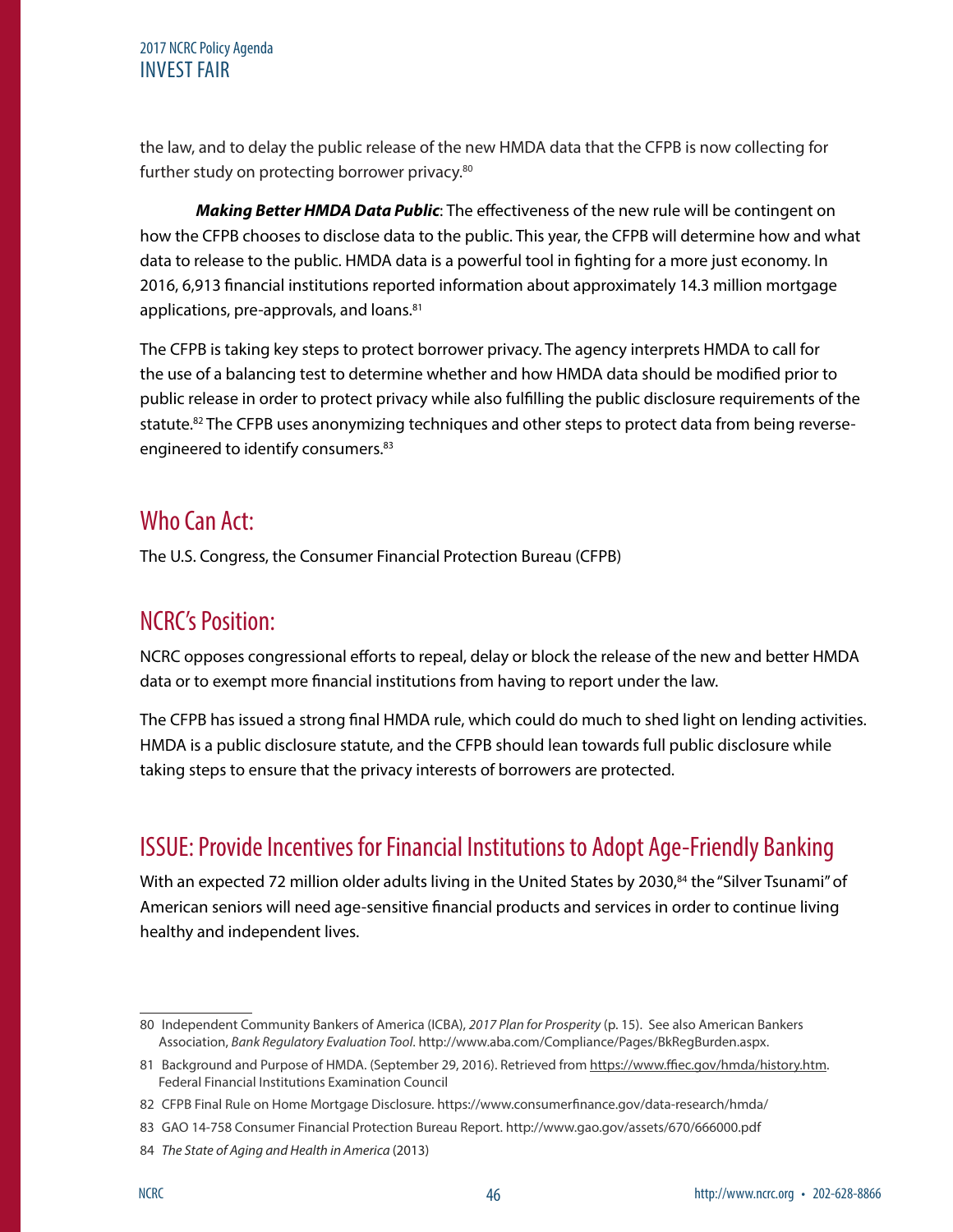the law, and to delay the public release of the new HMDA data that the CFPB is now collecting for further study on protecting borrower privacy.[80]

***Making Better HMDA Data Public***: The effectiveness of the new rule will be contingent on how the CFPB chooses to disclose data to the public. This year, the CFPB will determine how and what data to release to the public. HMDA data is a powerful tool in fighting for a more just economy. In 2016, 6,913 financial institutions reported information about approximately 14.3 million mortgage applications, pre-approvals, and loans.[81]

The CFPB is taking key steps to protect borrower privacy. The agency interprets HMDA to call for the use of a balancing test to determine whether and how HMDA data should be modified prior to public release in order to protect privacy while also fulfilling the public disclosure requirements of the statute.[82] The CFPB uses anonymizing techniques and other steps to protect data from being reverse-engineered to identify consumers.[83]

## Who Can Act:

The U.S. Congress, the Consumer Financial Protection Bureau (CFPB)

## NCRC's Position:

NCRC opposes congressional efforts to repeal, delay or block the release of the new and better HMDA data or to exempt more financial institutions from having to report under the law.

The CFPB has issued a strong final HMDA rule, which could do much to shed light on lending activities. HMDA is a public disclosure statute, and the CFPB should lean towards full public disclosure while taking steps to ensure that the privacy interests of borrowers are protected.

## ISSUE: Provide Incentives for Financial Institutions to Adopt Age-Friendly Banking

With an expected 72 million older adults living in the United States by 2030,[84] the "Silver Tsunami" of American seniors will need age-sensitive financial products and services in order to continue living healthy and independent lives.

---

80 Independent Community Bankers of America (ICBA), *2017 Plan for Prosperity* (p. 15). See also American Bankers Association, *Bank Regulatory Evaluation Tool*. http://www.aba.com/Compliance/Pages/BkRegBurden.aspx.

81 Background and Purpose of HMDA. (September 29, 2016). Retrieved from https://www.ffiec.gov/hmda/history.htm. Federal Financial Institutions Examination Council

82 CFPB Final Rule on Home Mortgage Disclosure. https://www.consumerfinance.gov/data-research/hmda/

83 GAO 14-758 Consumer Financial Protection Bureau Report. http://www.gao.gov/assets/670/666000.pdf

84 *The State of Aging and Health in America* (2013)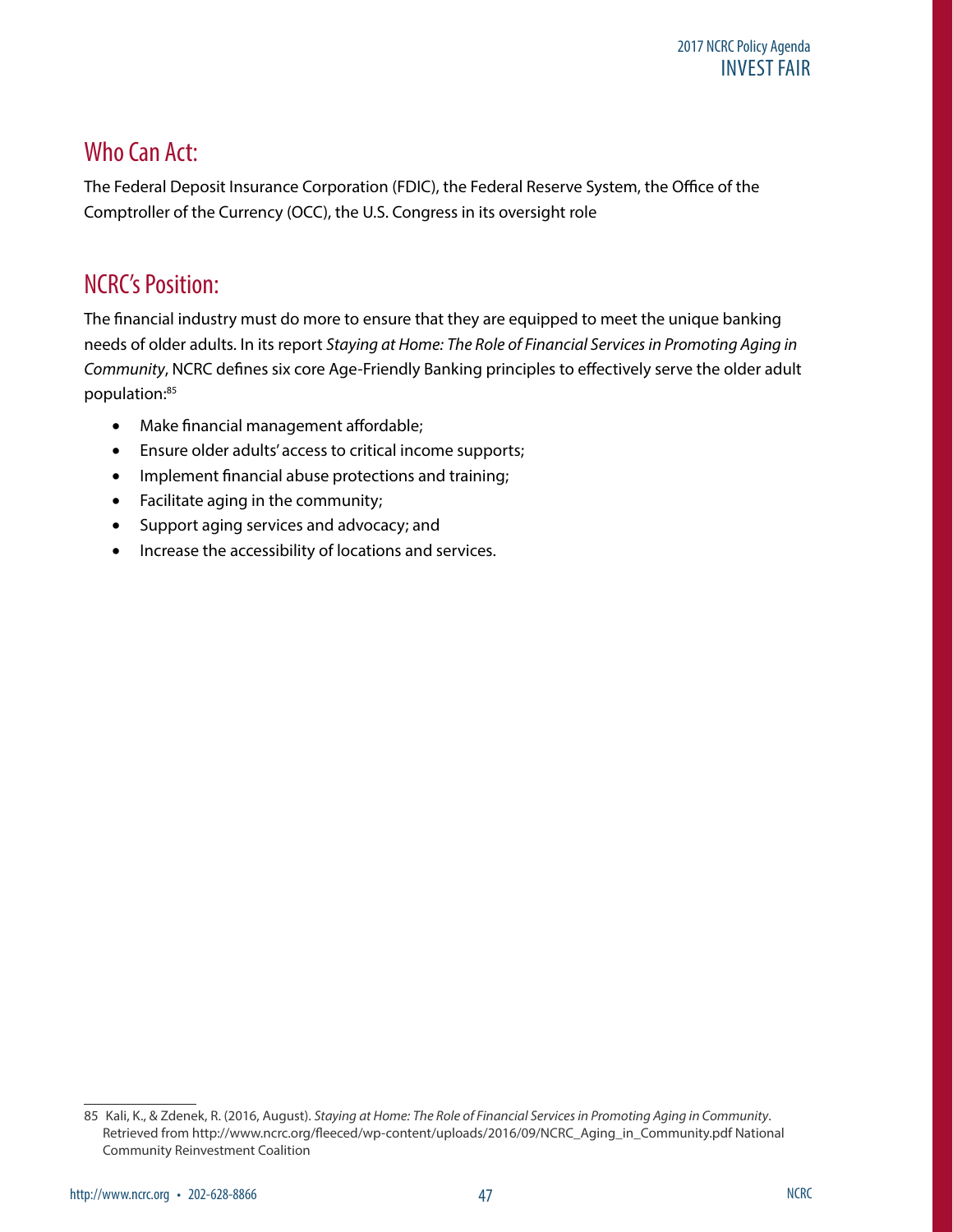## Who Can Act:

The Federal Deposit Insurance Corporation (FDIC), the Federal Reserve System, the Office of the Comptroller of the Currency (OCC), the U.S. Congress in its oversight role

## NCRC's Position:

The financial industry must do more to ensure that they are equipped to meet the unique banking needs of older adults. In its report *Staying at Home: The Role of Financial Services in Promoting Aging in Community*, NCRC defines six core Age-Friendly Banking principles to effectively serve the older adult population:[85]

- Make financial management affordable;
- Ensure older adults' access to critical income supports;
- Implement financial abuse protections and training;
- Facilitate aging in the community;
- Support aging services and advocacy; and
- Increase the accessibility of locations and services.

---

85 Kali, K., & Zdenek, R. (2016, August). *Staying at Home: The Role of Financial Services in Promoting Aging in Community*. Retrieved from http://www.ncrc.org/fleeced/wp-content/uploads/2016/09/NCRC_Aging_in_Community.pdf National Community Reinvestment Coalition